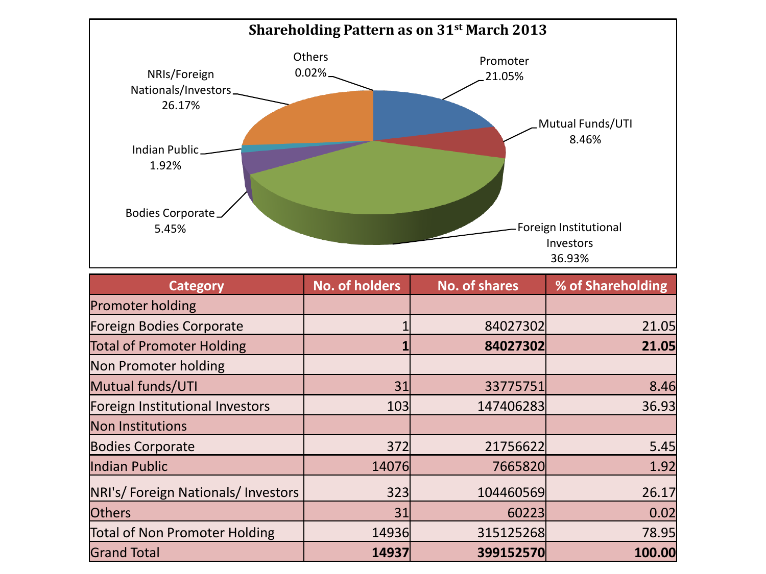# Shareholding Pattern as on 31st March 2013

| Category | No. of holders | No. of shares | % of Shareholding |
|---|---|---|---|
| Promoter holding | | | |
| Foreign Bodies Corporate | 1 | 84027302 | 21.05 |
| **Total of Promoter Holding** | **1** | **84027302** | **21.05** |
| Non Promoter holding | | | |
| Mutual funds/UTI | 31 | 33775751 | 8.46 |
| Foreign Institutional Investors | 103 | 147406283 | 36.93 |
| Non Institutions | | | |
| Bodies Corporate | 372 | 21756622 | 5.45 |
| Indian Public | 14076 | 7665820 | 1.92 |
| NRI's/ Foreign Nationals/ Investors | 323 | 104460569 | 26.17 |
| Others | 31 | 60223 | 0.02 |
| Total of Non Promoter Holding | 14936 | 315125268 | 78.95 |
| Grand Total | **14937** | **399152570** | **100.00** |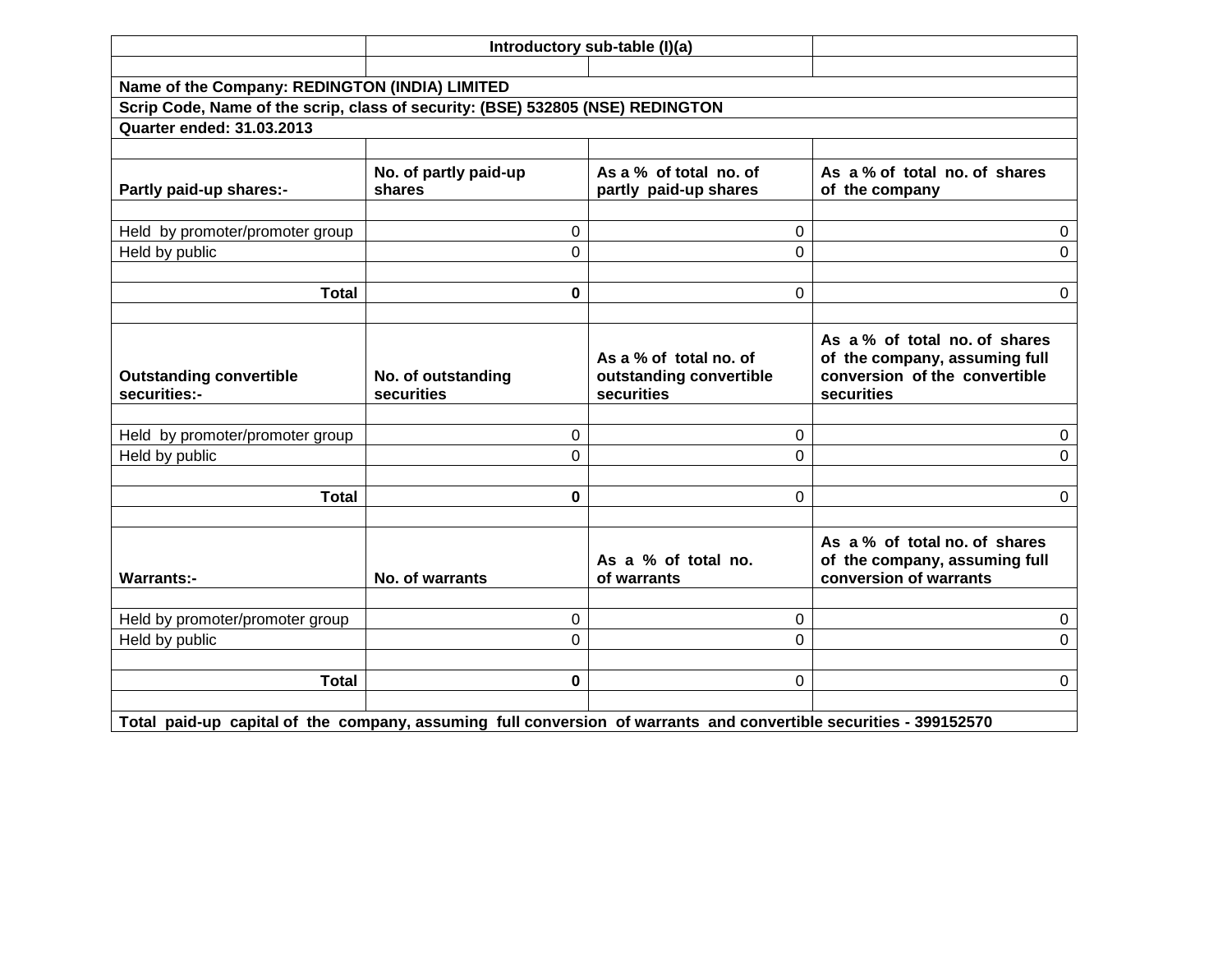| | Introductory sub-table (I)(a) | | |
|---|---|---|---|
| **Name of the Company: REDINGTON (INDIA) LIMITED** | | | |
| **Scrip Code, Name of the scrip, class of security: (BSE) 532805 (NSE) REDINGTON** | | | |
| **Quarter ended: 31.03.2013** | | | |
| | | | |
| **Partly paid-up shares:-** | **No. of partly paid-up shares** | **As a % of total no. of partly paid-up shares** | **As a % of total no. of shares of the company** |
| | | | |
| Held by promoter/promoter group | 0 | 0 | 0 |
| Held by public | 0 | 0 | 0 |
| | | | |
| **Total** | **0** | 0 | 0 |
| | | | |
| **Outstanding convertible securities:-** | **No. of outstanding securities** | **As a % of total no. of outstanding convertible securities** | **As a % of total no. of shares of the company, assuming full conversion of the convertible securities** |
| | | | |
| Held by promoter/promoter group | 0 | 0 | 0 |
| Held by public | 0 | 0 | 0 |
| | | | |
| **Total** | **0** | 0 | 0 |
| | | | |
| **Warrants:-** | **No. of warrants** | **As a % of total no. of warrants** | **As a % of total no. of shares of the company, assuming full conversion of warrants** |
| | | | |
| Held by promoter/promoter group | 0 | 0 | 0 |
| Held by public | 0 | 0 | 0 |
| | | | |
| **Total** | **0** | 0 | 0 |
| | | | |
| **Total paid-up capital of the company, assuming full conversion of warrants and convertible securities - 399152570** | | | |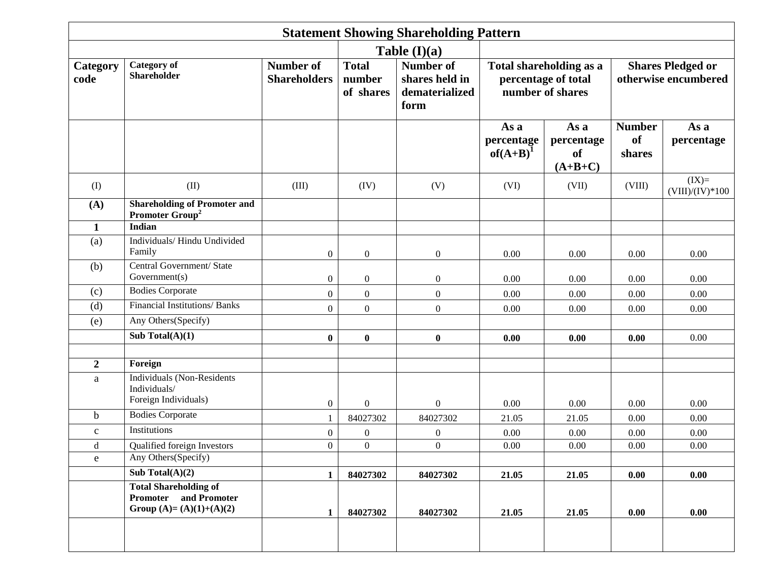# Statement Showing Shareholding Pattern

## Table (I)(a)

| Category code | Category of Shareholder | Number of Shareholders | Total number of shares | Number of shares held in dematerialized form | Total shareholding as a percentage of total number of shares | | Shares Pledged or otherwise encumbered | |
|---|---|---|---|---|---|---|---|---|
| | | | | | As a percentage of(A+B)[1] | As a percentage of (A+B+C) | Number of shares | As a percentage |
| (I) | (II) | (III) | (IV) | (V) | (VI) | (VII) | (VIII) | (IX)= (VIII)/(IV)*100 |
| **(A)** | **Shareholding of Promoter and Promoter Group[2]** | | | | | | | |
| **1** | **Indian** | | | | | | | |
| (a) | Individuals/ Hindu Undivided Family | 0 | 0 | 0 | 0.00 | 0.00 | 0.00 | 0.00 |
| (b) | Central Government/ State Government(s) | 0 | 0 | 0 | 0.00 | 0.00 | 0.00 | 0.00 |
| (c) | Bodies Corporate | 0 | 0 | 0 | 0.00 | 0.00 | 0.00 | 0.00 |
| (d) | Financial Institutions/ Banks | 0 | 0 | 0 | 0.00 | 0.00 | 0.00 | 0.00 |
| (e) | Any Others(Specify) | | | | | | | |
| | **Sub Total(A)(1)** | **0** | **0** | **0** | **0.00** | **0.00** | **0.00** | 0.00 |
| | | | | | | | | |
| **2** | **Foreign** | | | | | | | |
| a | Individuals (Non-Residents Individuals/ Foreign Individuals) | 0 | 0 | 0 | 0.00 | 0.00 | 0.00 | 0.00 |
| b | Bodies Corporate | 1 | 84027302 | 84027302 | 21.05 | 21.05 | 0.00 | 0.00 |
| c | Institutions | 0 | 0 | 0 | 0.00 | 0.00 | 0.00 | 0.00 |
| d | Qualified foreign Investors | 0 | 0 | 0 | 0.00 | 0.00 | 0.00 | 0.00 |
| e | Any Others(Specify) | | | | | | | |
| | **Sub Total(A)(2)** | **1** | **84027302** | **84027302** | **21.05** | **21.05** | **0.00** | **0.00** |
| | **Total Shareholding of Promoter and Promoter Group (A)= (A)(1)+(A)(2)** | **1** | **84027302** | **84027302** | **21.05** | **21.05** | **0.00** | **0.00** |
| | | | | | | | | |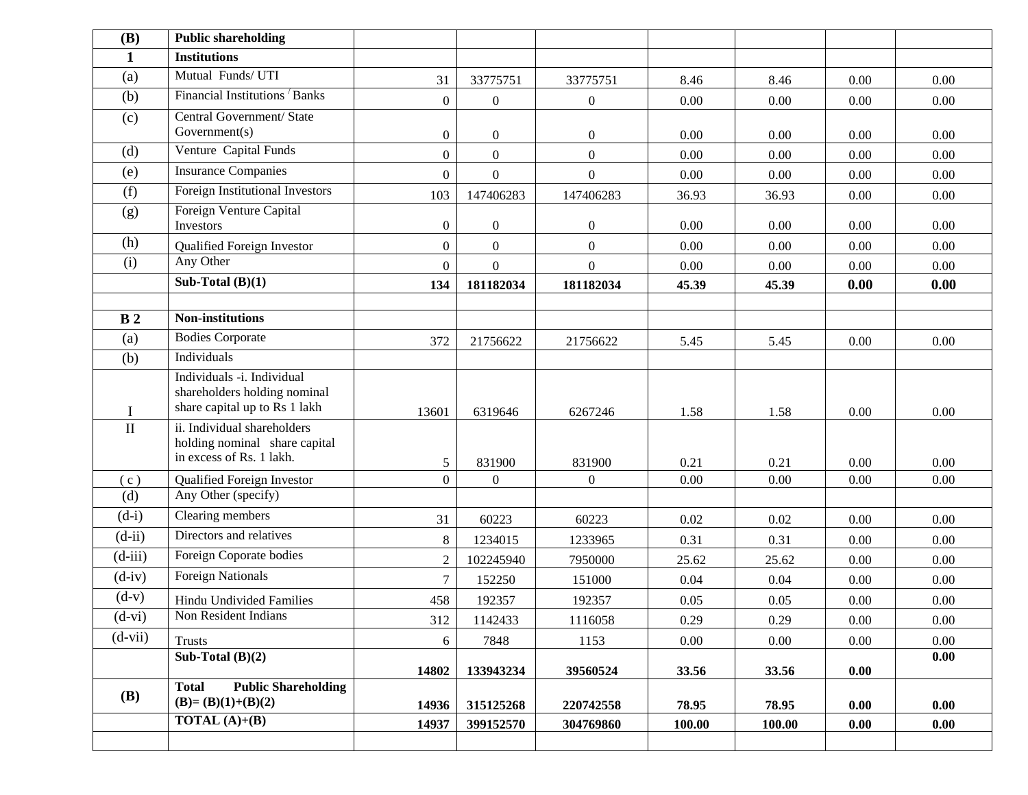| (B) | **Public shareholding** | | | | | | | |
|---|---|---|---|---|---|---|---|---|
| **1** | **Institutions** | | | | | | | |
| (a) | Mutual Funds/ UTI | 31 | 33775751 | 33775751 | 8.46 | 8.46 | 0.00 | 0.00 |
| (b) | Financial Institutions / Banks | 0 | 0 | 0 | 0.00 | 0.00 | 0.00 | 0.00 |
| (c) | Central Government/ State Government(s) | 0 | 0 | 0 | 0.00 | 0.00 | 0.00 | 0.00 |
| (d) | Venture Capital Funds | 0 | 0 | 0 | 0.00 | 0.00 | 0.00 | 0.00 |
| (e) | Insurance Companies | 0 | 0 | 0 | 0.00 | 0.00 | 0.00 | 0.00 |
| (f) | Foreign Institutional Investors | 103 | 147406283 | 147406283 | 36.93 | 36.93 | 0.00 | 0.00 |
| (g) | Foreign Venture Capital Investors | 0 | 0 | 0 | 0.00 | 0.00 | 0.00 | 0.00 |
| (h) | Qualified Foreign Investor | 0 | 0 | 0 | 0.00 | 0.00 | 0.00 | 0.00 |
| (i) | Any Other | 0 | 0 | 0 | 0.00 | 0.00 | 0.00 | 0.00 |
| | **Sub-Total (B)(1)** | **134** | **181182034** | **181182034** | **45.39** | **45.39** | **0.00** | **0.00** |
| | | | | | | | | |
| **B 2** | **Non-institutions** | | | | | | | |
| (a) | Bodies Corporate | 372 | 21756622 | 21756622 | 5.45 | 5.45 | 0.00 | 0.00 |
| (b) | Individuals | | | | | | | |
| I | Individuals -i. Individual shareholders holding nominal share capital up to Rs 1 lakh | 13601 | 6319646 | 6267246 | 1.58 | 1.58 | 0.00 | 0.00 |
| II | ii. Individual shareholders holding nominal share capital in excess of Rs. 1 lakh. | 5 | 831900 | 831900 | 0.21 | 0.21 | 0.00 | 0.00 |
| ( c ) | Qualified Foreign Investor | 0 | 0 | 0 | 0.00 | 0.00 | 0.00 | 0.00 |
| (d) | Any Other (specify) | | | | | | | |
| (d-i) | Clearing members | 31 | 60223 | 60223 | 0.02 | 0.02 | 0.00 | 0.00 |
| (d-ii) | Directors and relatives | 8 | 1234015 | 1233965 | 0.31 | 0.31 | 0.00 | 0.00 |
| (d-iii) | Foreign Coporate bodies | 2 | 102245940 | 7950000 | 25.62 | 25.62 | 0.00 | 0.00 |
| (d-iv) | Foreign Nationals | 7 | 152250 | 151000 | 0.04 | 0.04 | 0.00 | 0.00 |
| (d-v) | Hindu Undivided Families | 458 | 192357 | 192357 | 0.05 | 0.05 | 0.00 | 0.00 |
| (d-vi) | Non Resident Indians | 312 | 1142433 | 1116058 | 0.29 | 0.29 | 0.00 | 0.00 |
| (d-vii) | Trusts | 6 | 7848 | 1153 | 0.00 | 0.00 | 0.00 | 0.00 |
| | **Sub-Total (B)(2)** | **14802** | **133943234** | **39560524** | **33.56** | **33.56** | **0.00** | **0.00** |
| **(B)** | **Total Public Shareholding (B)= (B)(1)+(B)(2)** | **14936** | **315125268** | **220742558** | **78.95** | **78.95** | **0.00** | **0.00** |
| | **TOTAL (A)+(B)** | **14937** | **399152570** | **304769860** | **100.00** | **100.00** | **0.00** | **0.00** |
| | | | | | | | | |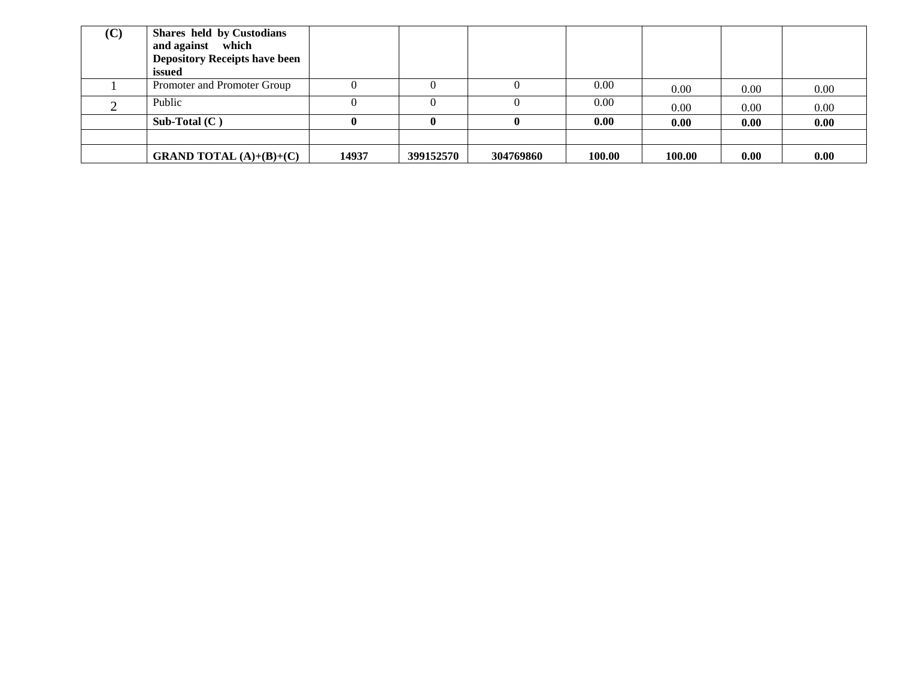| (C) | **Shares held by Custodians and against which Depository Receipts have been issued** | | | | | | | |
|---|---|---|---|---|---|---|---|---|
| 1 | Promoter and Promoter Group | 0 | 0 | 0 | 0.00 | 0.00 | 0.00 | 0.00 |
| 2 | Public | 0 | 0 | 0 | 0.00 | 0.00 | 0.00 | 0.00 |
| | **Sub-Total (C )** | **0** | **0** | **0** | **0.00** | **0.00** | **0.00** | **0.00** |
| | | | | | | | | |
| | **GRAND TOTAL (A)+(B)+(C)** | **14937** | **399152570** | **304769860** | **100.00** | **100.00** | **0.00** | **0.00** |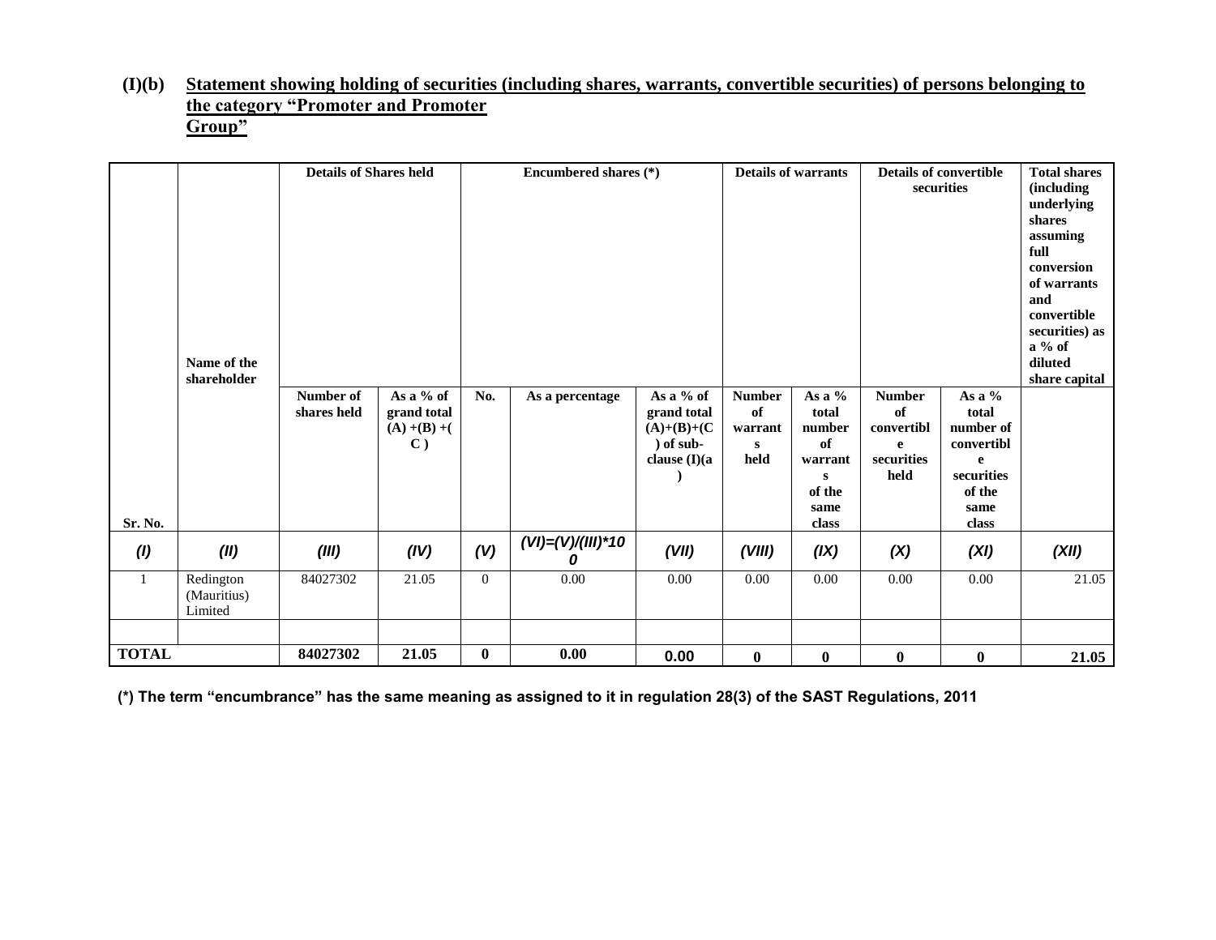**(I)(b) Statement showing holding of securities (including shares, warrants, convertible securities) of persons belonging to the category "Promoter and Promoter Group"**

| Sr. No. | Name of the shareholder | Details of Shares held | | Encumbered shares (*) | | | Details of warrants | | Details of convertible securities | | Total shares (including underlying shares assuming full conversion of warrants and convertible securities) as a % of diluted share capital |
|---|---|---|---|---|---|---|---|---|---|---|---|
| | | Number of shares held | As a % of grand total (A) +(B) +( C ) | No. | As a percentage | As a % of grand total (A)+(B)+(C ) of sub-clause (I)(a ) | Number of warrants held | As a % total number of warrants of the same class | Number of convertible securities held | As a % total number of convertible securities of the same class | |
| *(I)* | *(II)* | *(III)* | *(IV)* | *(V)* | *(VI)=(V)/(III)*100* | *(VII)* | *(VIII)* | *(IX)* | *(X)* | *(XI)* | *(XII)* |
| 1 | Redington (Mauritius) Limited | 84027302 | 21.05 | 0 | 0.00 | 0.00 | 0.00 | 0.00 | 0.00 | 0.00 | 21.05 |
| | | | | | | | | | | | |
| **TOTAL** | | **84027302** | **21.05** | **0** | **0.00** | **0.00** | **0** | **0** | **0** | **0** | **21.05** |

**(*) The term "encumbrance" has the same meaning as assigned to it in regulation 28(3) of the SAST Regulations, 2011**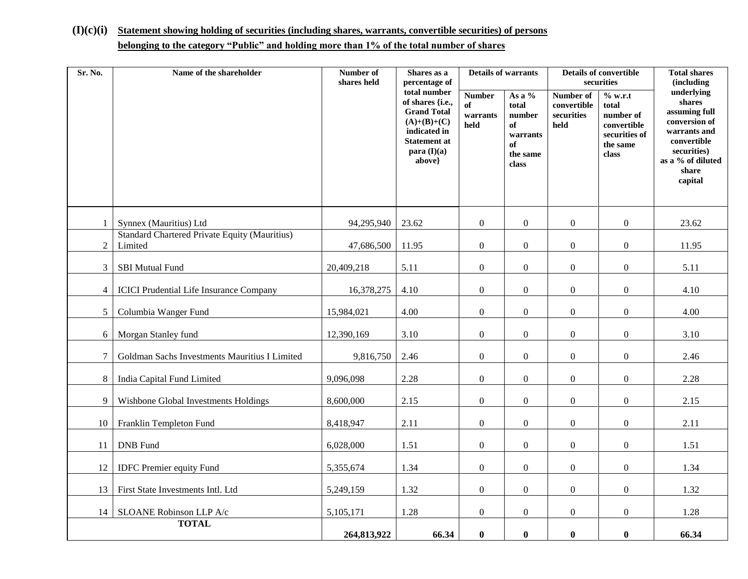**(I)(c)(i) Statement showing holding of securities (including shares, warrants, convertible securities) of persons belonging to the category "Public" and holding more than 1% of the total number of shares**

| Sr. No. | Name of the shareholder | Number of shares held | Shares as a percentage of total number of shares {i.e., Grand Total (A)+(B)+(C) indicated in Statement at para (I)(a) above} | Details of warrants | | Details of convertible securities | | Total shares (including underlying shares assuming full conversion of warrants and convertible securities) as a % of diluted share capital |
|---|---|---|---|---|---|---|---|---|
| | | | | Number of warrants held | As a % total number of warrants of the same class | Number of convertible securities held | % w.r.t total number of convertible securities of the same class | |
| 1 | Synnex (Mauritius) Ltd | 94,295,940 | 23.62 | 0 | 0 | 0 | 0 | 23.62 |
| 2 | Standard Chartered Private Equity (Mauritius) Limited | 47,686,500 | 11.95 | 0 | 0 | 0 | 0 | 11.95 |
| 3 | SBI Mutual Fund | 20,409,218 | 5.11 | 0 | 0 | 0 | 0 | 5.11 |
| 4 | ICICI Prudential Life Insurance Company | 16,378,275 | 4.10 | 0 | 0 | 0 | 0 | 4.10 |
| 5 | Columbia Wanger Fund | 15,984,021 | 4.00 | 0 | 0 | 0 | 0 | 4.00 |
| 6 | Morgan Stanley fund | 12,390,169 | 3.10 | 0 | 0 | 0 | 0 | 3.10 |
| 7 | Goldman Sachs Investments Mauritius I Limited | 9,816,750 | 2.46 | 0 | 0 | 0 | 0 | 2.46 |
| 8 | India Capital Fund Limited | 9,096,098 | 2.28 | 0 | 0 | 0 | 0 | 2.28 |
| 9 | Wishbone Global Investments Holdings | 8,600,000 | 2.15 | 0 | 0 | 0 | 0 | 2.15 |
| 10 | Franklin Templeton Fund | 8,418,947 | 2.11 | 0 | 0 | 0 | 0 | 2.11 |
| 11 | DNB Fund | 6,028,000 | 1.51 | 0 | 0 | 0 | 0 | 1.51 |
| 12 | IDFC Premier equity Fund | 5,355,674 | 1.34 | 0 | 0 | 0 | 0 | 1.34 |
| 13 | First State Investments Intl. Ltd | 5,249,159 | 1.32 | 0 | 0 | 0 | 0 | 1.32 |
| 14 | SLOANE Robinson LLP A/c | 5,105,171 | 1.28 | 0 | 0 | 0 | 0 | 1.28 |
| **TOTAL** | | **264,813,922** | **66.34** | **0** | **0** | **0** | **0** | **66.34** |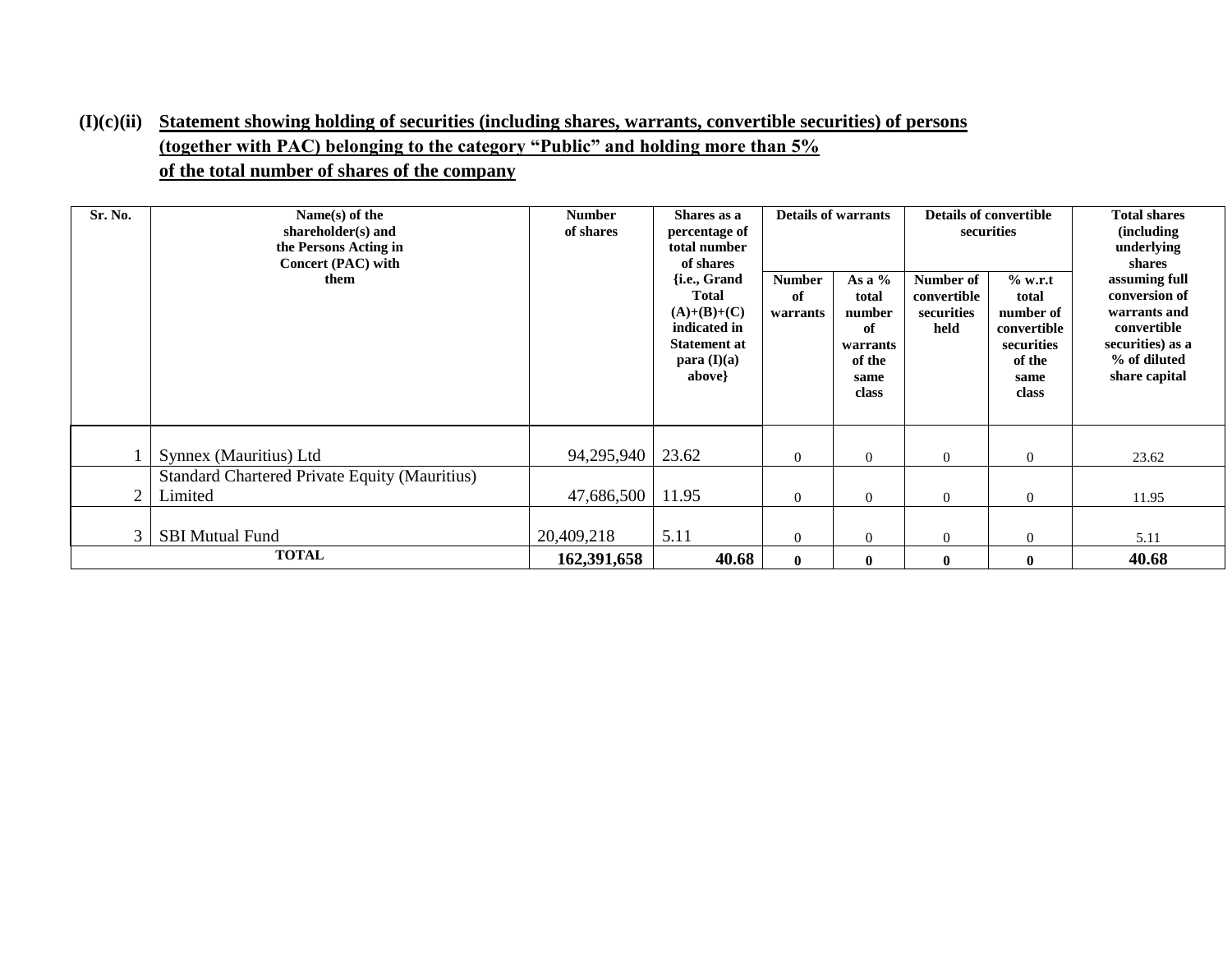**(I)(c)(ii)** **Statement showing holding of securities (including shares, warrants, convertible securities) of persons (together with PAC) belonging to the category "Public" and holding more than 5% of the total number of shares of the company**

| Sr. No. | Name(s) of the shareholder(s) and the Persons Acting in Concert (PAC) with them | Number of shares | Shares as a percentage of total number of shares {i.e., Grand Total (A)+(B)+(C) indicated in Statement at para (I)(a) above} | Details of warrants | | Details of convertible securities | | Total shares (including underlying shares assuming full conversion of warrants and convertible securities) as a % of diluted share capital |
|---|---|---|---|---|---|---|---|---|
| | | | | Number of warrants | As a % total number of warrants of the same class | Number of convertible securities held | % w.r.t total number of convertible securities of the same class | |
| 1 | Synnex (Mauritius) Ltd | 94,295,940 | 23.62 | 0 | 0 | 0 | 0 | 23.62 |
| 2 | Standard Chartered Private Equity (Mauritius) Limited | 47,686,500 | 11.95 | 0 | 0 | 0 | 0 | 11.95 |
| 3 | SBI Mutual Fund | 20,409,218 | 5.11 | 0 | 0 | 0 | 0 | 5.11 |
| **TOTAL** | | **162,391,658** | **40.68** | **0** | **0** | **0** | **0** | **40.68** |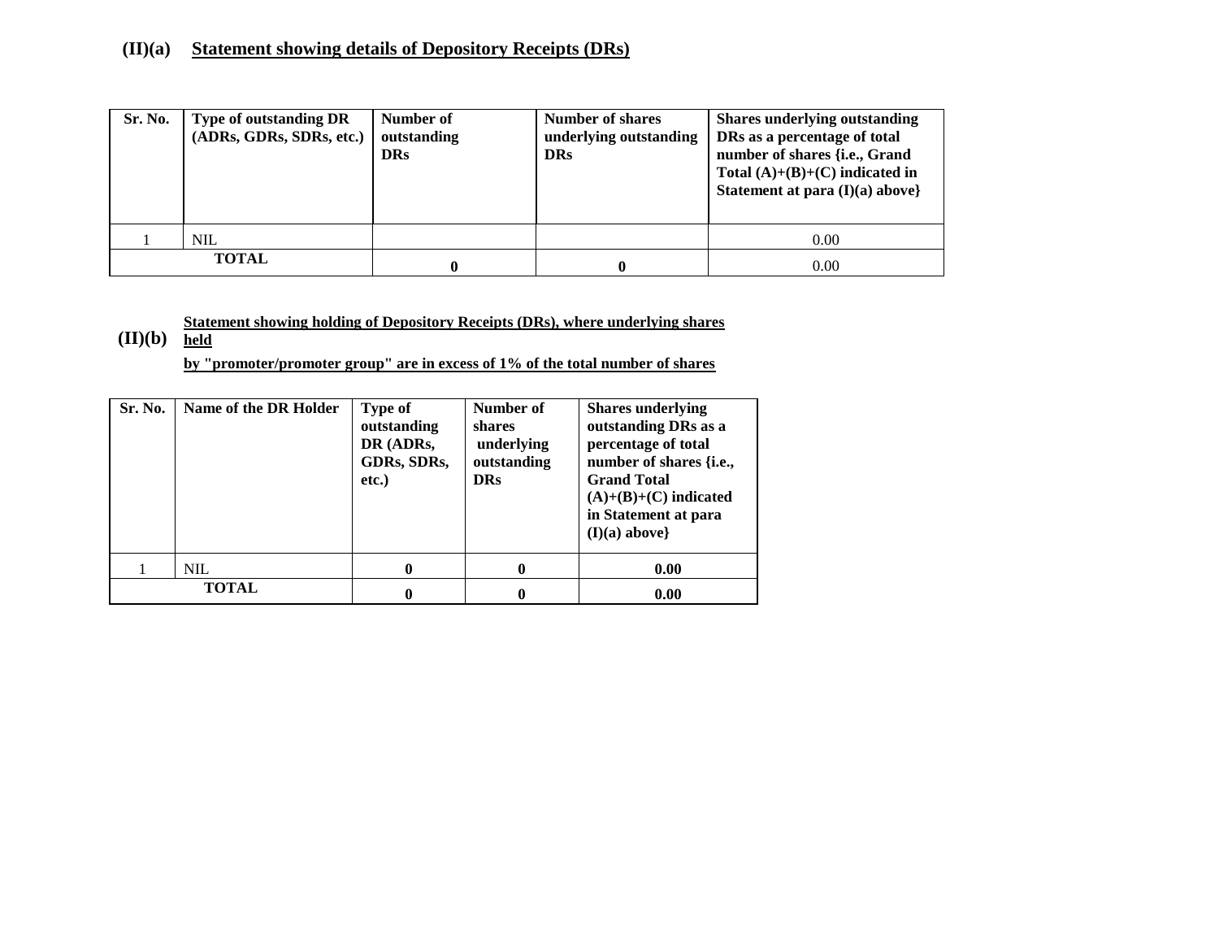## (II)(a) Statement showing details of Depository Receipts (DRs)

| Sr. No. | Type of outstanding DR (ADRs, GDRs, SDRs, etc.) | Number of outstanding DRs | Number of shares underlying outstanding DRs | Shares underlying outstanding DRs as a percentage of total number of shares {i.e., Grand Total (A)+(B)+(C) indicated in Statement at para (I)(a) above} |
|---|---|---|---|---|
| 1 | NIL | | | 0.00 |
| TOTAL | | 0 | 0 | 0.00 |

## (II)(b) Statement showing holding of Depository Receipts (DRs), where underlying shares held by "promoter/promoter group" are in excess of 1% of the total number of shares

| Sr. No. | Name of the DR Holder | Type of outstanding DR (ADRs, GDRs, SDRs, etc.) | Number of shares underlying outstanding DRs | Shares underlying outstanding DRs as a percentage of total number of shares {i.e., Grand Total (A)+(B)+(C) indicated in Statement at para (I)(a) above} |
|---|---|---|---|---|
| 1 | NIL | 0 | 0 | 0.00 |
| TOTAL | | 0 | 0 | 0.00 |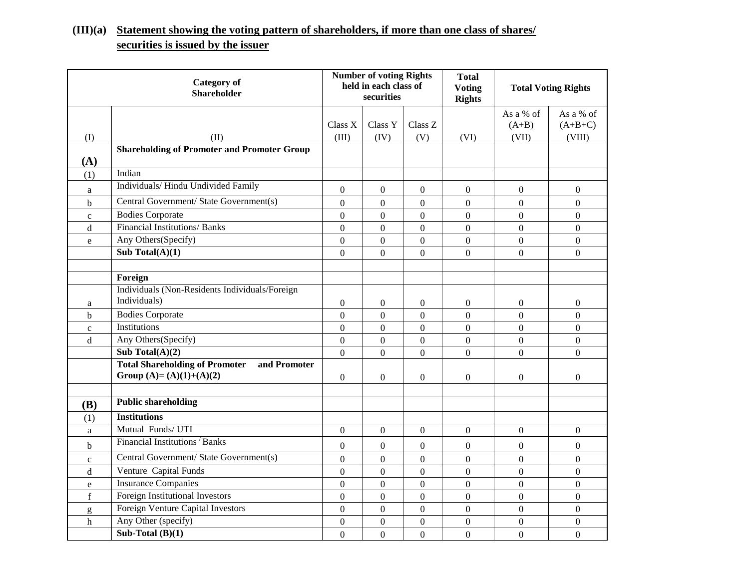## (III)(a) Statement showing the voting pattern of shareholders, if more than one class of shares/ securities is issued by the issuer

| Category of Shareholder | | Number of voting Rights held in each class of securities | | | Total Voting Rights | Total Voting Rights | |
|---|---|---|---|---|---|---|---|
| | | Class X | Class Y | Class Z | | As a % of (A+B) | As a % of (A+B+C) |
| (I) | (II) | (III) | (IV) | (V) | (VI) | (VII) | (VIII) |
| **(A)** | **Shareholding of Promoter and Promoter Group** | | | | | | |
| (1) | Indian | | | | | | |
| a | Individuals/ Hindu Undivided Family | 0 | 0 | 0 | 0 | 0 | 0 |
| b | Central Government/ State Government(s) | 0 | 0 | 0 | 0 | 0 | 0 |
| c | Bodies Corporate | 0 | 0 | 0 | 0 | 0 | 0 |
| d | Financial Institutions/ Banks | 0 | 0 | 0 | 0 | 0 | 0 |
| e | Any Others(Specify) | 0 | 0 | 0 | 0 | 0 | 0 |
| | **Sub Total(A)(1)** | 0 | 0 | 0 | 0 | 0 | 0 |
| | | | | | | | |
| | **Foreign** | | | | | | |
| a | Individuals (Non-Residents Individuals/Foreign Individuals) | 0 | 0 | 0 | 0 | 0 | 0 |
| b | Bodies Corporate | 0 | 0 | 0 | 0 | 0 | 0 |
| c | Institutions | 0 | 0 | 0 | 0 | 0 | 0 |
| d | Any Others(Specify) | 0 | 0 | 0 | 0 | 0 | 0 |
| | **Sub Total(A)(2)** | 0 | 0 | 0 | 0 | 0 | 0 |
| | **Total Shareholding of Promoter and Promoter Group (A)= (A)(1)+(A)(2)** | 0 | 0 | 0 | 0 | 0 | 0 |
| | | | | | | | |
| **(B)** | **Public shareholding** | | | | | | |
| (1) | **Institutions** | | | | | | |
| a | Mutual Funds/ UTI | 0 | 0 | 0 | 0 | 0 | 0 |
| b | Financial Institutions / Banks | 0 | 0 | 0 | 0 | 0 | 0 |
| c | Central Government/ State Government(s) | 0 | 0 | 0 | 0 | 0 | 0 |
| d | Venture Capital Funds | 0 | 0 | 0 | 0 | 0 | 0 |
| e | Insurance Companies | 0 | 0 | 0 | 0 | 0 | 0 |
| f | Foreign Institutional Investors | 0 | 0 | 0 | 0 | 0 | 0 |
| g | Foreign Venture Capital Investors | 0 | 0 | 0 | 0 | 0 | 0 |
| h | Any Other (specify) | 0 | 0 | 0 | 0 | 0 | 0 |
| | **Sub-Total (B)(1)** | 0 | 0 | 0 | 0 | 0 | 0 |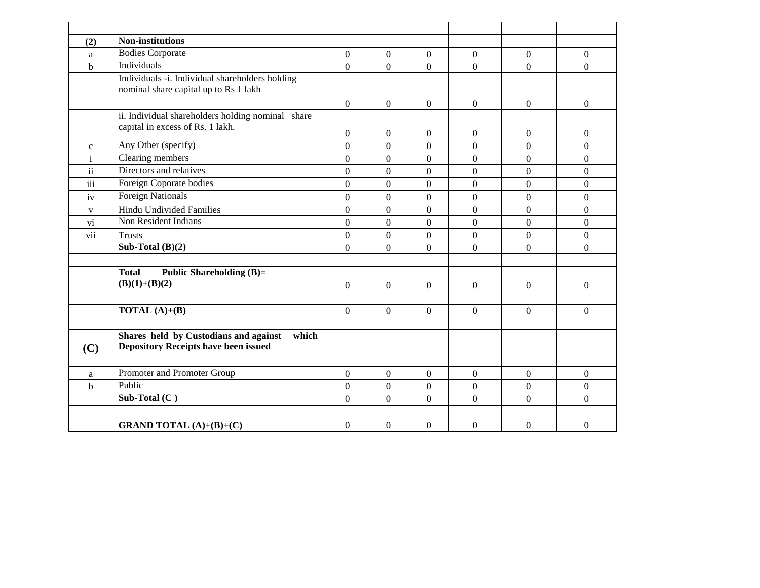| | | | | | | | |
|---|---|---|---|---|---|---|---|
| **(2)** | **Non-institutions** | | | | | | |
| a | Bodies Corporate | 0 | 0 | 0 | 0 | 0 | 0 |
| b | Individuals | 0 | 0 | 0 | 0 | 0 | 0 |
| | Individuals -i. Individual shareholders holding nominal share capital up to Rs 1 lakh | 0 | 0 | 0 | 0 | 0 | 0 |
| | ii. Individual shareholders holding nominal share capital in excess of Rs. 1 lakh. | 0 | 0 | 0 | 0 | 0 | 0 |
| c | Any Other (specify) | 0 | 0 | 0 | 0 | 0 | 0 |
| i | Clearing members | 0 | 0 | 0 | 0 | 0 | 0 |
| ii | Directors and relatives | 0 | 0 | 0 | 0 | 0 | 0 |
| iii | Foreign Coporate bodies | 0 | 0 | 0 | 0 | 0 | 0 |
| iv | Foreign Nationals | 0 | 0 | 0 | 0 | 0 | 0 |
| v | Hindu Undivided Families | 0 | 0 | 0 | 0 | 0 | 0 |
| vi | Non Resident Indians | 0 | 0 | 0 | 0 | 0 | 0 |
| vii | Trusts | 0 | 0 | 0 | 0 | 0 | 0 |
| | **Sub-Total (B)(2)** | 0 | 0 | 0 | 0 | 0 | 0 |
| | | | | | | | |
| | **Total Public Shareholding (B)= (B)(1)+(B)(2)** | 0 | 0 | 0 | 0 | 0 | 0 |
| | | | | | | | |
| | **TOTAL (A)+(B)** | 0 | 0 | 0 | 0 | 0 | 0 |
| | | | | | | | |
| **(C)** | **Shares held by Custodians and against which Depository Receipts have been issued** | | | | | | |
| a | Promoter and Promoter Group | 0 | 0 | 0 | 0 | 0 | 0 |
| b | Public | 0 | 0 | 0 | 0 | 0 | 0 |
| | **Sub-Total (C )** | 0 | 0 | 0 | 0 | 0 | 0 |
| | | | | | | | |
| | **GRAND TOTAL (A)+(B)+(C)** | 0 | 0 | 0 | 0 | 0 | 0 |